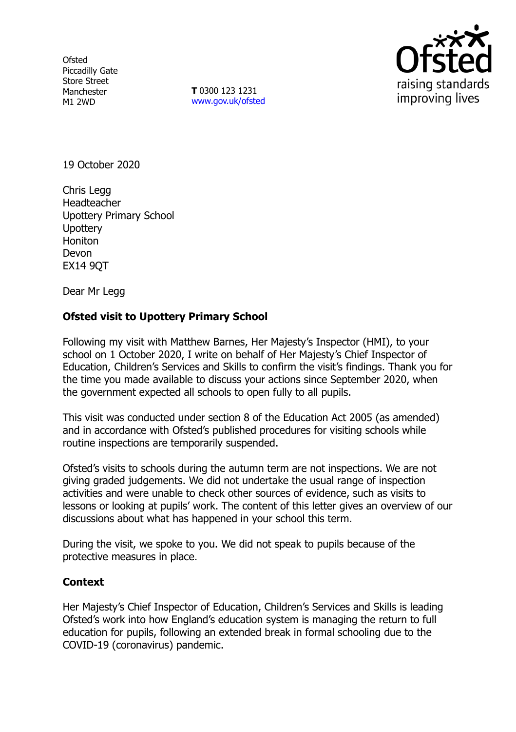Ofsted
Piccadilly Gate
Store Street
Manchester
M1 2WD

**T** 0300 123 1231
www.gov.uk/ofsted

19 October 2020

Chris Legg
Headteacher
Upottery Primary School
Upottery
Honiton
Devon
EX14 9QT

Dear Mr Legg

**Ofsted visit to Upottery Primary School**

Following my visit with Matthew Barnes, Her Majesty's Inspector (HMI), to your school on 1 October 2020, I write on behalf of Her Majesty's Chief Inspector of Education, Children's Services and Skills to confirm the visit's findings. Thank you for the time you made available to discuss your actions since September 2020, when the government expected all schools to open fully to all pupils.

This visit was conducted under section 8 of the Education Act 2005 (as amended) and in accordance with Ofsted's published procedures for visiting schools while routine inspections are temporarily suspended.

Ofsted's visits to schools during the autumn term are not inspections. We are not giving graded judgements. We did not undertake the usual range of inspection activities and were unable to check other sources of evidence, such as visits to lessons or looking at pupils' work. The content of this letter gives an overview of our discussions about what has happened in your school this term.

During the visit, we spoke to you. We did not speak to pupils because of the protective measures in place.

**Context**

Her Majesty's Chief Inspector of Education, Children's Services and Skills is leading Ofsted's work into how England's education system is managing the return to full education for pupils, following an extended break in formal schooling due to the COVID-19 (coronavirus) pandemic.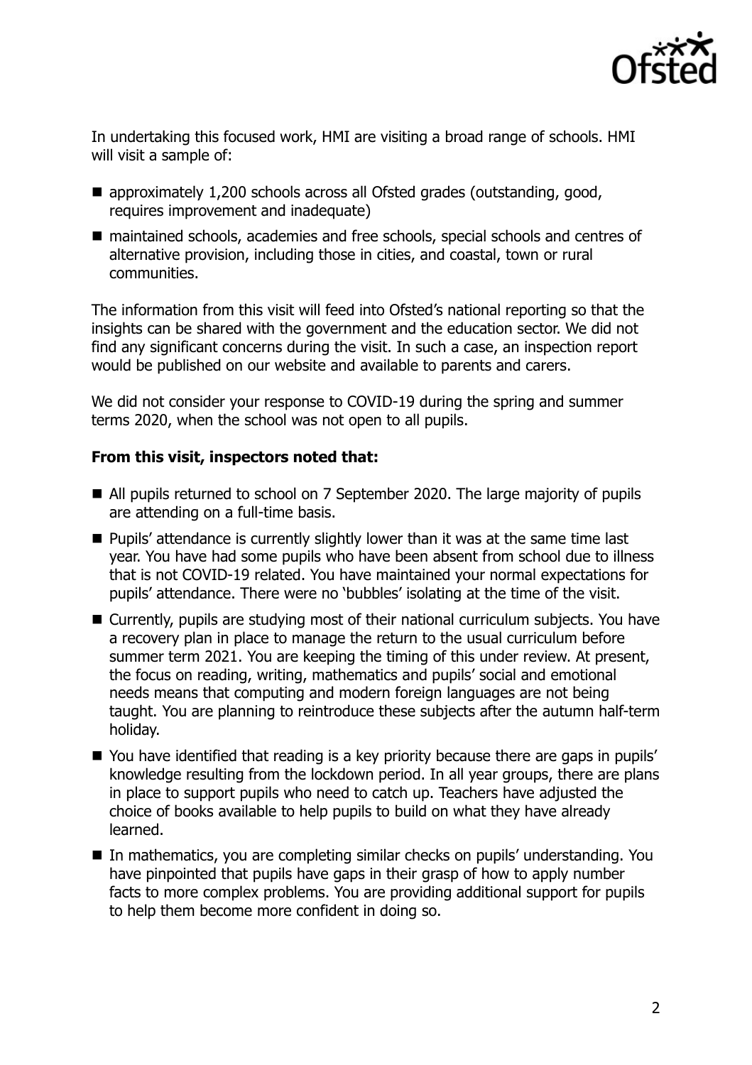In undertaking this focused work, HMI are visiting a broad range of schools. HMI will visit a sample of:

- approximately 1,200 schools across all Ofsted grades (outstanding, good, requires improvement and inadequate)
- maintained schools, academies and free schools, special schools and centres of alternative provision, including those in cities, and coastal, town or rural communities.

The information from this visit will feed into Ofsted's national reporting so that the insights can be shared with the government and the education sector. We did not find any significant concerns during the visit. In such a case, an inspection report would be published on our website and available to parents and carers.

We did not consider your response to COVID-19 during the spring and summer terms 2020, when the school was not open to all pupils.

**From this visit, inspectors noted that:**

- All pupils returned to school on 7 September 2020. The large majority of pupils are attending on a full-time basis.
- Pupils' attendance is currently slightly lower than it was at the same time last year. You have had some pupils who have been absent from school due to illness that is not COVID-19 related. You have maintained your normal expectations for pupils' attendance. There were no 'bubbles' isolating at the time of the visit.
- Currently, pupils are studying most of their national curriculum subjects. You have a recovery plan in place to manage the return to the usual curriculum before summer term 2021. You are keeping the timing of this under review. At present, the focus on reading, writing, mathematics and pupils' social and emotional needs means that computing and modern foreign languages are not being taught. You are planning to reintroduce these subjects after the autumn half-term holiday.
- You have identified that reading is a key priority because there are gaps in pupils' knowledge resulting from the lockdown period. In all year groups, there are plans in place to support pupils who need to catch up. Teachers have adjusted the choice of books available to help pupils to build on what they have already learned.
- In mathematics, you are completing similar checks on pupils' understanding. You have pinpointed that pupils have gaps in their grasp of how to apply number facts to more complex problems. You are providing additional support for pupils to help them become more confident in doing so.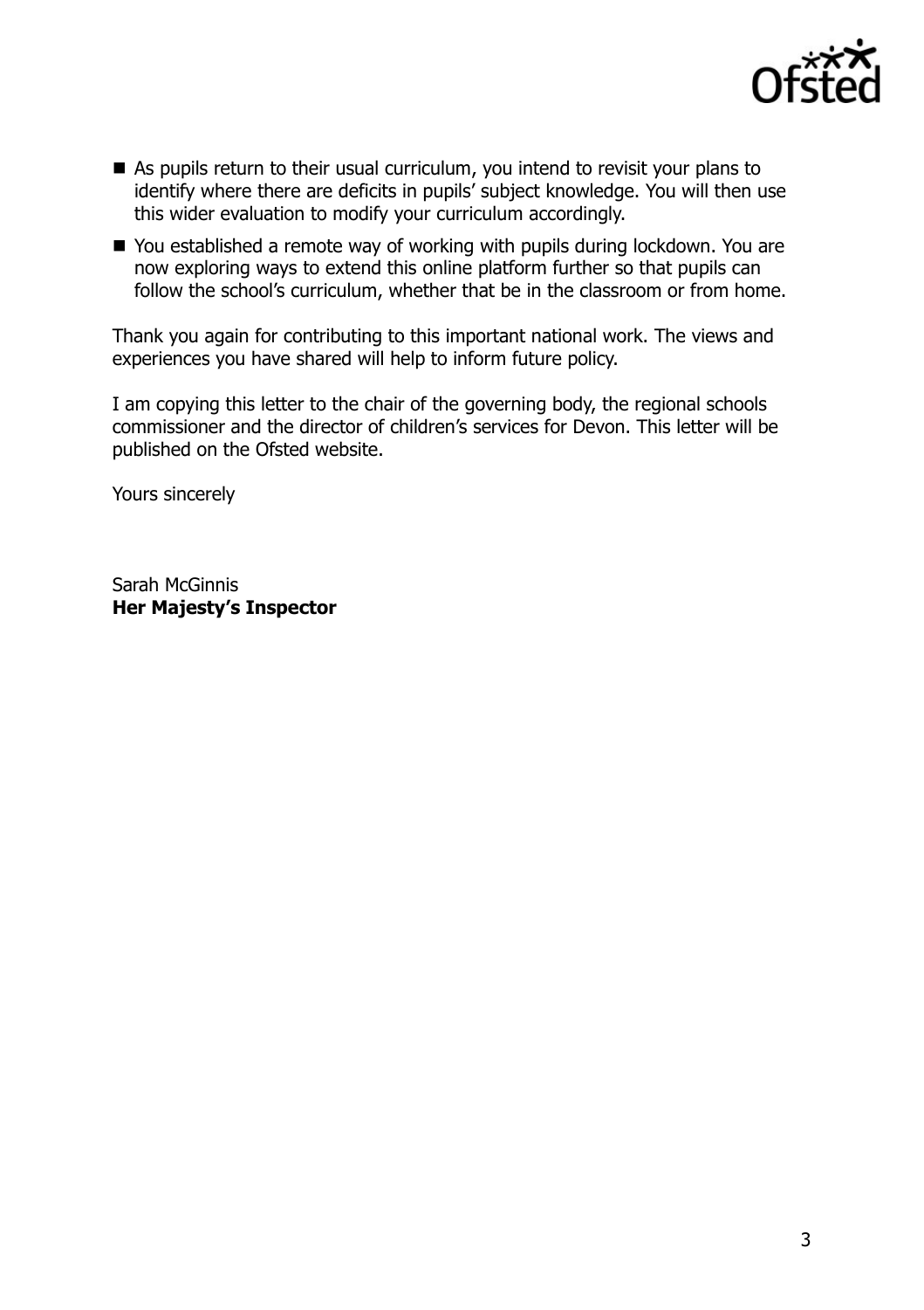- As pupils return to their usual curriculum, you intend to revisit your plans to identify where there are deficits in pupils' subject knowledge. You will then use this wider evaluation to modify your curriculum accordingly.
- You established a remote way of working with pupils during lockdown. You are now exploring ways to extend this online platform further so that pupils can follow the school's curriculum, whether that be in the classroom or from home.

Thank you again for contributing to this important national work. The views and experiences you have shared will help to inform future policy.

I am copying this letter to the chair of the governing body, the regional schools commissioner and the director of children's services for Devon. This letter will be published on the Ofsted website.

Yours sincerely

Sarah McGinnis
**Her Majesty's Inspector**